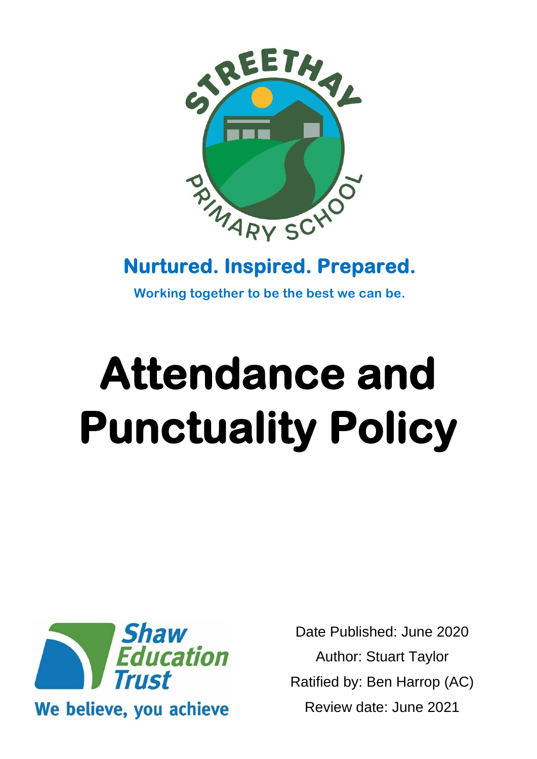**Nurtured. Inspired. Prepared.**

**Working together to be the best we can be.**

# Attendance and Punctuality Policy

Date Published: June 2020

Author: Stuart Taylor

Ratified by: Ben Harrop (AC)

Review date: June 2021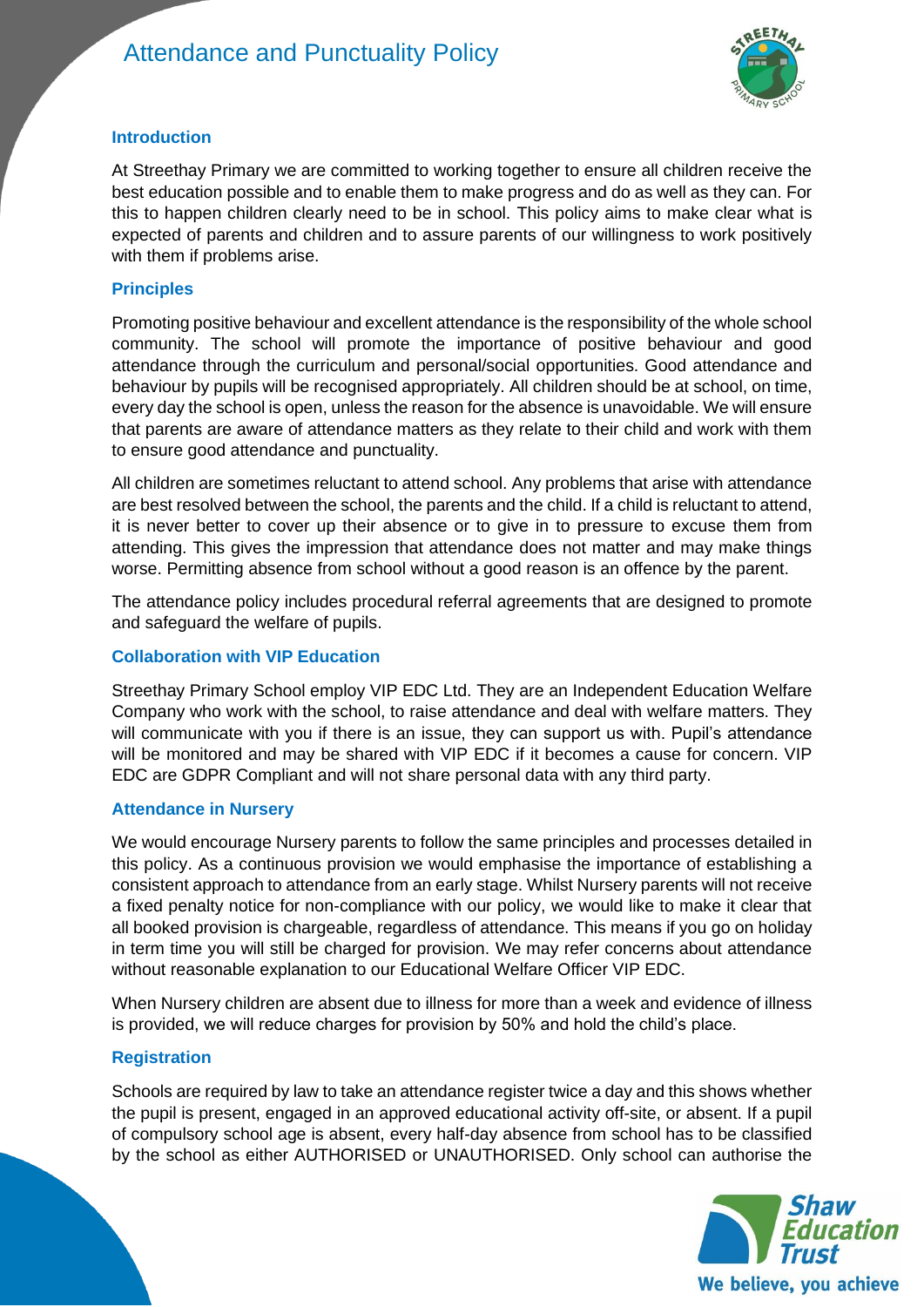### Introduction

At Streethay Primary we are committed to working together to ensure all children receive the best education possible and to enable them to make progress and do as well as they can. For this to happen children clearly need to be in school. This policy aims to make clear what is expected of parents and children and to assure parents of our willingness to work positively with them if problems arise.

### Principles

Promoting positive behaviour and excellent attendance is the responsibility of the whole school community. The school will promote the importance of positive behaviour and good attendance through the curriculum and personal/social opportunities. Good attendance and behaviour by pupils will be recognised appropriately. All children should be at school, on time, every day the school is open, unless the reason for the absence is unavoidable. We will ensure that parents are aware of attendance matters as they relate to their child and work with them to ensure good attendance and punctuality.

All children are sometimes reluctant to attend school. Any problems that arise with attendance are best resolved between the school, the parents and the child. If a child is reluctant to attend, it is never better to cover up their absence or to give in to pressure to excuse them from attending. This gives the impression that attendance does not matter and may make things worse. Permitting absence from school without a good reason is an offence by the parent.

The attendance policy includes procedural referral agreements that are designed to promote and safeguard the welfare of pupils.

### Collaboration with VIP Education

Streethay Primary School employ VIP EDC Ltd. They are an Independent Education Welfare Company who work with the school, to raise attendance and deal with welfare matters. They will communicate with you if there is an issue, they can support us with. Pupil's attendance will be monitored and may be shared with VIP EDC if it becomes a cause for concern. VIP EDC are GDPR Compliant and will not share personal data with any third party.

### Attendance in Nursery

We would encourage Nursery parents to follow the same principles and processes detailed in this policy. As a continuous provision we would emphasise the importance of establishing a consistent approach to attendance from an early stage. Whilst Nursery parents will not receive a fixed penalty notice for non-compliance with our policy, we would like to make it clear that all booked provision is chargeable, regardless of attendance. This means if you go on holiday in term time you will still be charged for provision. We may refer concerns about attendance without reasonable explanation to our Educational Welfare Officer VIP EDC.

When Nursery children are absent due to illness for more than a week and evidence of illness is provided, we will reduce charges for provision by 50% and hold the child's place.

### Registration

Schools are required by law to take an attendance register twice a day and this shows whether the pupil is present, engaged in an approved educational activity off-site, or absent. If a pupil of compulsory school age is absent, every half-day absence from school has to be classified by the school as either AUTHORISED or UNAUTHORISED. Only school can authorise the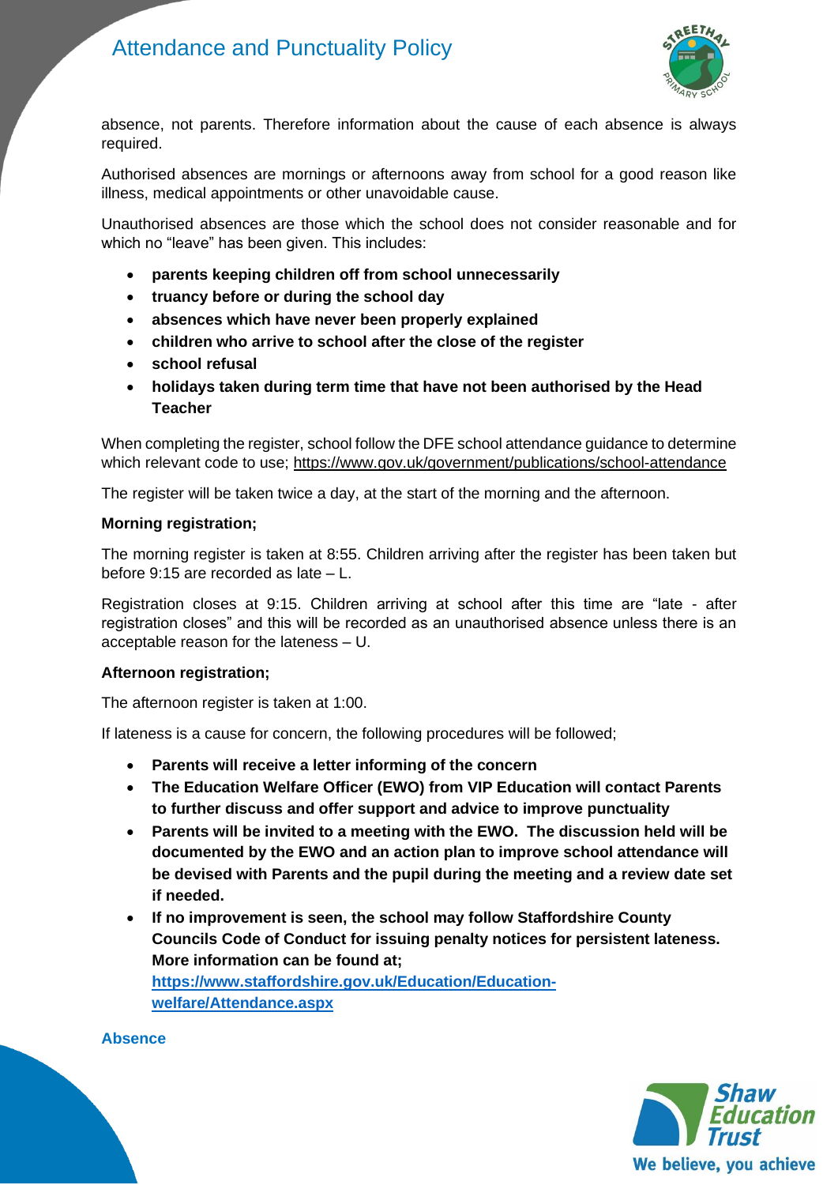absence, not parents. Therefore information about the cause of each absence is always required.

Authorised absences are mornings or afternoons away from school for a good reason like illness, medical appointments or other unavoidable cause.

Unauthorised absences are those which the school does not consider reasonable and for which no "leave" has been given. This includes:

- **parents keeping children off from school unnecessarily**
- **truancy before or during the school day**
- **absences which have never been properly explained**
- **children who arrive to school after the close of the register**
- **school refusal**
- **holidays taken during term time that have not been authorised by the Head Teacher**

When completing the register, school follow the DFE school attendance guidance to determine which relevant code to use; https://www.gov.uk/government/publications/school-attendance

The register will be taken twice a day, at the start of the morning and the afternoon.

**Morning registration;**

The morning register is taken at 8:55. Children arriving after the register has been taken but before 9:15 are recorded as late – L.

Registration closes at 9:15. Children arriving at school after this time are "late - after registration closes" and this will be recorded as an unauthorised absence unless there is an acceptable reason for the lateness – U.

**Afternoon registration;**

The afternoon register is taken at 1:00.

If lateness is a cause for concern, the following procedures will be followed;

- **Parents will receive a letter informing of the concern**
- **The Education Welfare Officer (EWO) from VIP Education will contact Parents to further discuss and offer support and advice to improve punctuality**
- **Parents will be invited to a meeting with the EWO. The discussion held will be documented by the EWO and an action plan to improve school attendance will be devised with Parents and the pupil during the meeting and a review date set if needed.**
- **If no improvement is seen, the school may follow Staffordshire County Councils Code of Conduct for issuing penalty notices for persistent lateness. More information can be found at; https://www.staffordshire.gov.uk/Education/Education-welfare/Attendance.aspx**

## Absence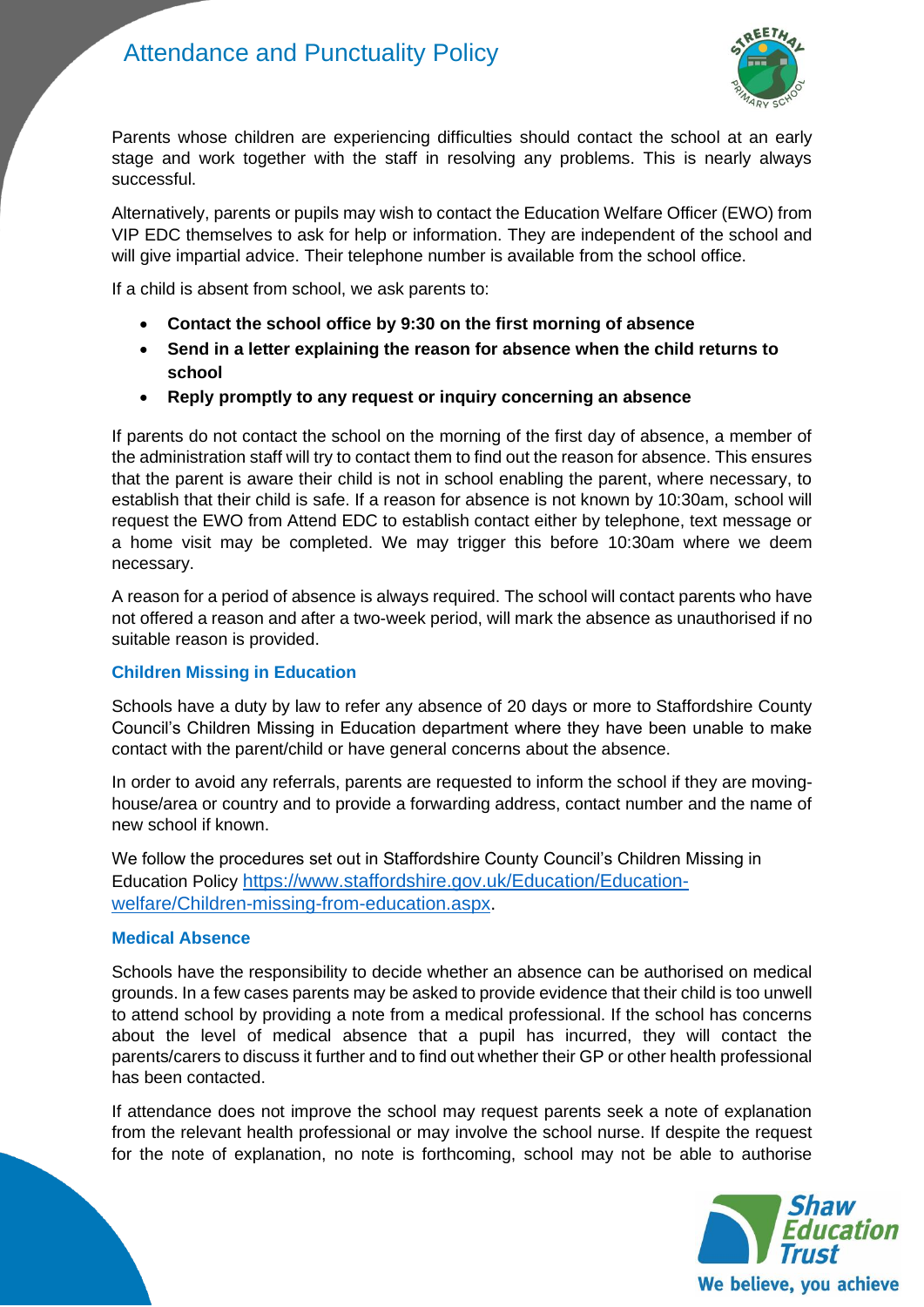Parents whose children are experiencing difficulties should contact the school at an early stage and work together with the staff in resolving any problems. This is nearly always successful.

Alternatively, parents or pupils may wish to contact the Education Welfare Officer (EWO) from VIP EDC themselves to ask for help or information. They are independent of the school and will give impartial advice. Their telephone number is available from the school office.

If a child is absent from school, we ask parents to:

- **Contact the school office by 9:30 on the first morning of absence**
- **Send in a letter explaining the reason for absence when the child returns to school**
- **Reply promptly to any request or inquiry concerning an absence**

If parents do not contact the school on the morning of the first day of absence, a member of the administration staff will try to contact them to find out the reason for absence. This ensures that the parent is aware their child is not in school enabling the parent, where necessary, to establish that their child is safe. If a reason for absence is not known by 10:30am, school will request the EWO from Attend EDC to establish contact either by telephone, text message or a home visit may be completed. We may trigger this before 10:30am where we deem necessary.

A reason for a period of absence is always required. The school will contact parents who have not offered a reason and after a two-week period, will mark the absence as unauthorised if no suitable reason is provided.

### Children Missing in Education

Schools have a duty by law to refer any absence of 20 days or more to Staffordshire County Council's Children Missing in Education department where they have been unable to make contact with the parent/child or have general concerns about the absence.

In order to avoid any referrals, parents are requested to inform the school if they are moving-house/area or country and to provide a forwarding address, contact number and the name of new school if known.

We follow the procedures set out in Staffordshire County Council's Children Missing in Education Policy [https://www.staffordshire.gov.uk/Education/Education-welfare/Children-missing-from-education.aspx](https://www.staffordshire.gov.uk/Education/Education-welfare/Children-missing-from-education.aspx).

### Medical Absence

Schools have the responsibility to decide whether an absence can be authorised on medical grounds. In a few cases parents may be asked to provide evidence that their child is too unwell to attend school by providing a note from a medical professional. If the school has concerns about the level of medical absence that a pupil has incurred, they will contact the parents/carers to discuss it further and to find out whether their GP or other health professional has been contacted.

If attendance does not improve the school may request parents seek a note of explanation from the relevant health professional or may involve the school nurse. If despite the request for the note of explanation, no note is forthcoming, school may not be able to authorise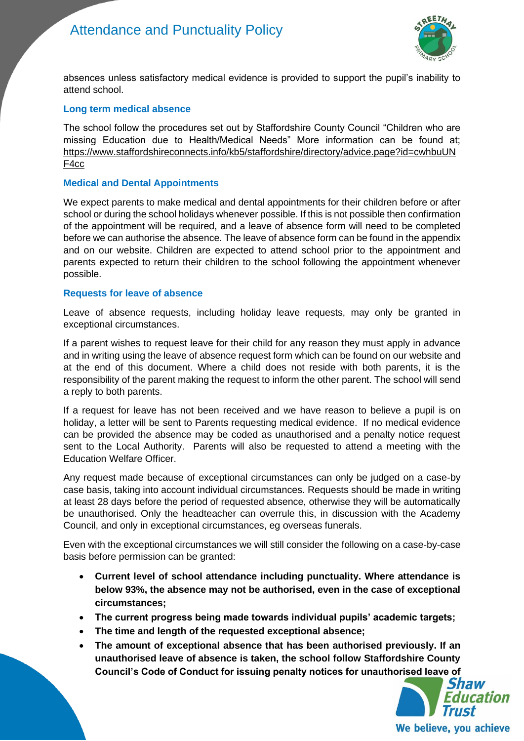absences unless satisfactory medical evidence is provided to support the pupil's inability to attend school.

### Long term medical absence

The school follow the procedures set out by Staffordshire County Council "Children who are missing Education due to Health/Medical Needs" More information can be found at; https://www.staffordshireconnects.info/kb5/staffordshire/directory/advice.page?id=cwhbuUNF4cc

### Medical and Dental Appointments

We expect parents to make medical and dental appointments for their children before or after school or during the school holidays whenever possible. If this is not possible then confirmation of the appointment will be required, and a leave of absence form will need to be completed before we can authorise the absence. The leave of absence form can be found in the appendix and on our website. Children are expected to attend school prior to the appointment and parents expected to return their children to the school following the appointment whenever possible.

### Requests for leave of absence

Leave of absence requests, including holiday leave requests, may only be granted in exceptional circumstances.

If a parent wishes to request leave for their child for any reason they must apply in advance and in writing using the leave of absence request form which can be found on our website and at the end of this document. Where a child does not reside with both parents, it is the responsibility of the parent making the request to inform the other parent. The school will send a reply to both parents.

If a request for leave has not been received and we have reason to believe a pupil is on holiday, a letter will be sent to Parents requesting medical evidence. If no medical evidence can be provided the absence may be coded as unauthorised and a penalty notice request sent to the Local Authority. Parents will also be requested to attend a meeting with the Education Welfare Officer.

Any request made because of exceptional circumstances can only be judged on a case-by case basis, taking into account individual circumstances. Requests should be made in writing at least 28 days before the period of requested absence, otherwise they will be automatically be unauthorised. Only the headteacher can overrule this, in discussion with the Academy Council, and only in exceptional circumstances, eg overseas funerals.

Even with the exceptional circumstances we will still consider the following on a case-by-case basis before permission can be granted:

- **Current level of school attendance including punctuality. Where attendance is below 93%, the absence may not be authorised, even in the case of exceptional circumstances;**
- **The current progress being made towards individual pupils' academic targets;**
- **The time and length of the requested exceptional absence;**
- **The amount of exceptional absence that has been authorised previously. If an unauthorised leave of absence is taken, the school follow Staffordshire County Council's Code of Conduct for issuing penalty notices for unauthorised leave of**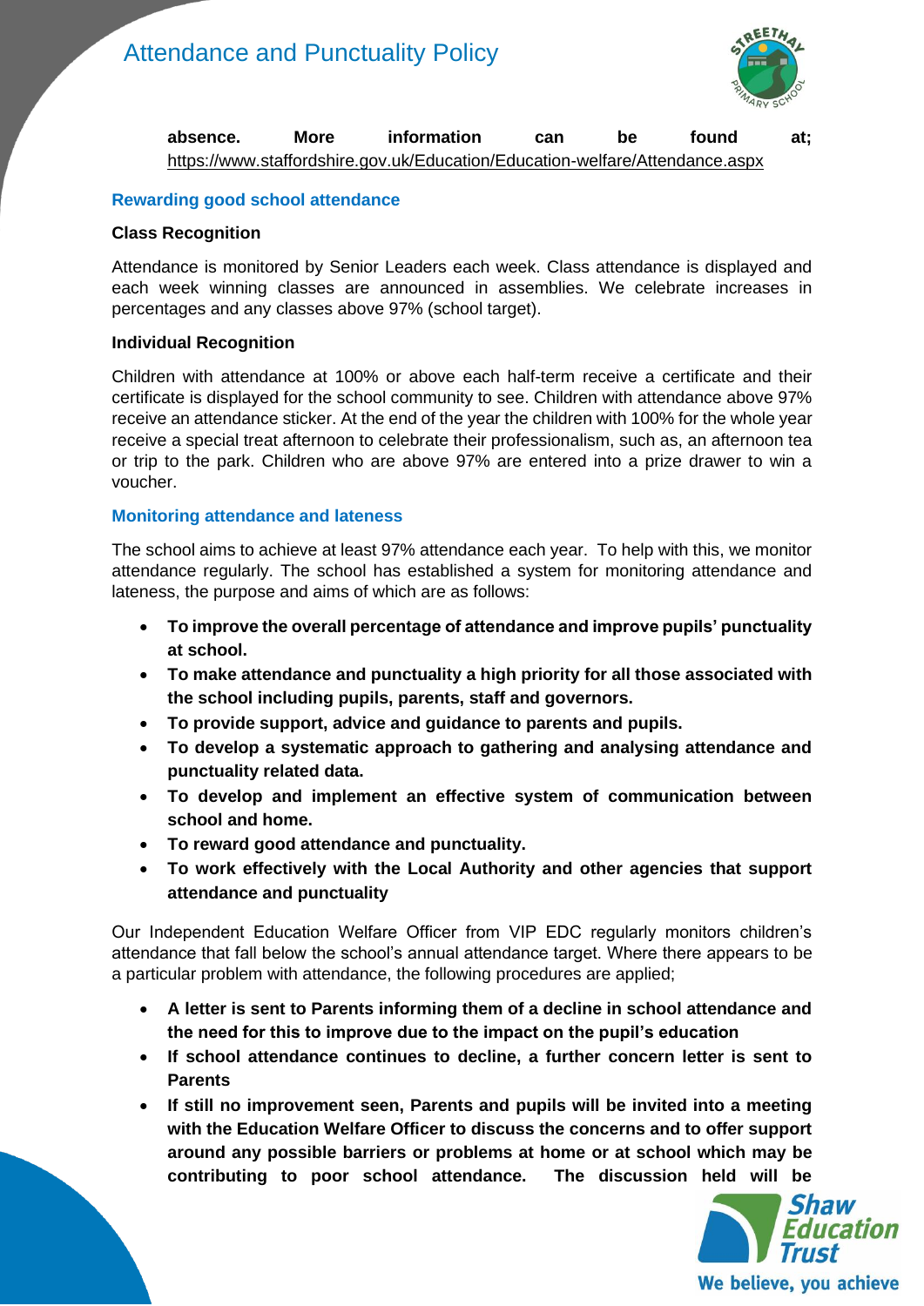**absence. More information can be found at;** https://www.staffordshire.gov.uk/Education/Education-welfare/Attendance.aspx

## Rewarding good school attendance

**Class Recognition**

Attendance is monitored by Senior Leaders each week. Class attendance is displayed and each week winning classes are announced in assemblies. We celebrate increases in percentages and any classes above 97% (school target).

**Individual Recognition**

Children with attendance at 100% or above each half-term receive a certificate and their certificate is displayed for the school community to see. Children with attendance above 97% receive an attendance sticker. At the end of the year the children with 100% for the whole year receive a special treat afternoon to celebrate their professionalism, such as, an afternoon tea or trip to the park. Children who are above 97% are entered into a prize drawer to win a voucher.

## Monitoring attendance and lateness

The school aims to achieve at least 97% attendance each year. To help with this, we monitor attendance regularly. The school has established a system for monitoring attendance and lateness, the purpose and aims of which are as follows:

- **To improve the overall percentage of attendance and improve pupils' punctuality at school.**
- **To make attendance and punctuality a high priority for all those associated with the school including pupils, parents, staff and governors.**
- **To provide support, advice and guidance to parents and pupils.**
- **To develop a systematic approach to gathering and analysing attendance and punctuality related data.**
- **To develop and implement an effective system of communication between school and home.**
- **To reward good attendance and punctuality.**
- **To work effectively with the Local Authority and other agencies that support attendance and punctuality**

Our Independent Education Welfare Officer from VIP EDC regularly monitors children's attendance that fall below the school's annual attendance target. Where there appears to be a particular problem with attendance, the following procedures are applied;

- **A letter is sent to Parents informing them of a decline in school attendance and the need for this to improve due to the impact on the pupil's education**
- **If school attendance continues to decline, a further concern letter is sent to Parents**
- **If still no improvement seen, Parents and pupils will be invited into a meeting with the Education Welfare Officer to discuss the concerns and to offer support around any possible barriers or problems at home or at school which may be contributing to poor school attendance. The discussion held will be**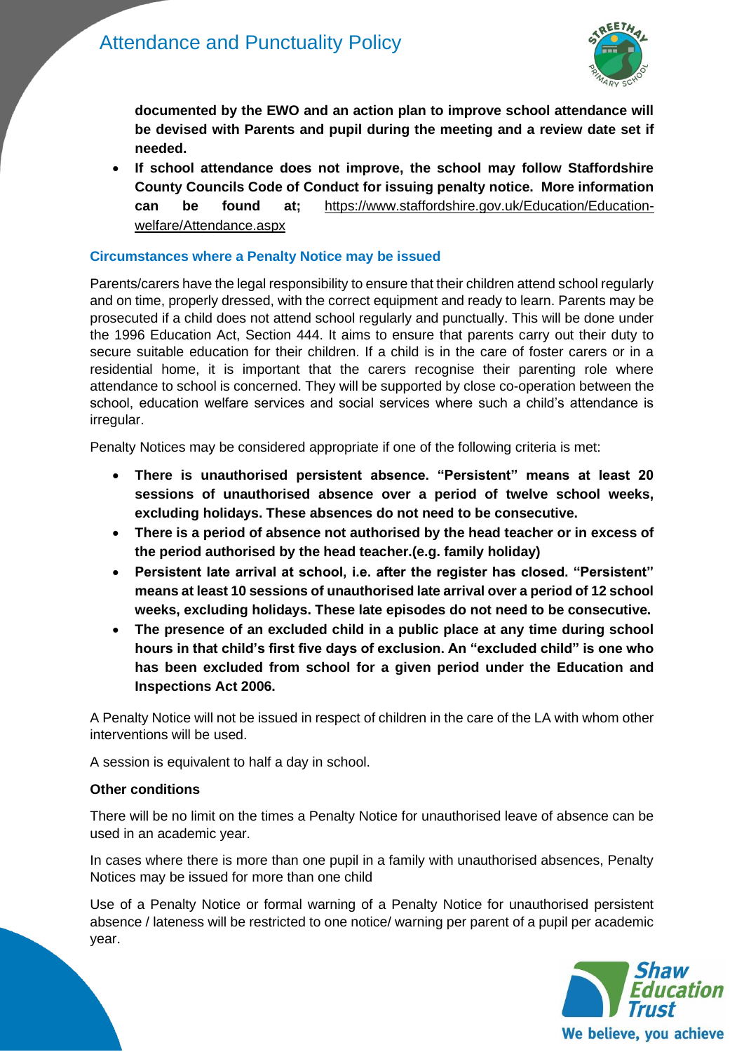**documented by the EWO and an action plan to improve school attendance will be devised with Parents and pupil during the meeting and a review date set if needed.**

- **If school attendance does not improve, the school may follow Staffordshire County Councils Code of Conduct for issuing penalty notice. More information can be found at;** https://www.staffordshire.gov.uk/Education/Education-welfare/Attendance.aspx

### Circumstances where a Penalty Notice may be issued

Parents/carers have the legal responsibility to ensure that their children attend school regularly and on time, properly dressed, with the correct equipment and ready to learn. Parents may be prosecuted if a child does not attend school regularly and punctually. This will be done under the 1996 Education Act, Section 444. It aims to ensure that parents carry out their duty to secure suitable education for their children. If a child is in the care of foster carers or in a residential home, it is important that the carers recognise their parenting role where attendance to school is concerned. They will be supported by close co-operation between the school, education welfare services and social services where such a child's attendance is irregular.

Penalty Notices may be considered appropriate if one of the following criteria is met:

- **There is unauthorised persistent absence. "Persistent" means at least 20 sessions of unauthorised absence over a period of twelve school weeks, excluding holidays. These absences do not need to be consecutive.**
- **There is a period of absence not authorised by the head teacher or in excess of the period authorised by the head teacher.(e.g. family holiday)**
- **Persistent late arrival at school, i.e. after the register has closed. "Persistent" means at least 10 sessions of unauthorised late arrival over a period of 12 school weeks, excluding holidays. These late episodes do not need to be consecutive.**
- **The presence of an excluded child in a public place at any time during school hours in that child's first five days of exclusion. An "excluded child" is one who has been excluded from school for a given period under the Education and Inspections Act 2006.**

A Penalty Notice will not be issued in respect of children in the care of the LA with whom other interventions will be used.

A session is equivalent to half a day in school.

**Other conditions**

There will be no limit on the times a Penalty Notice for unauthorised leave of absence can be used in an academic year.

In cases where there is more than one pupil in a family with unauthorised absences, Penalty Notices may be issued for more than one child

Use of a Penalty Notice or formal warning of a Penalty Notice for unauthorised persistent absence / lateness will be restricted to one notice/ warning per parent of a pupil per academic year.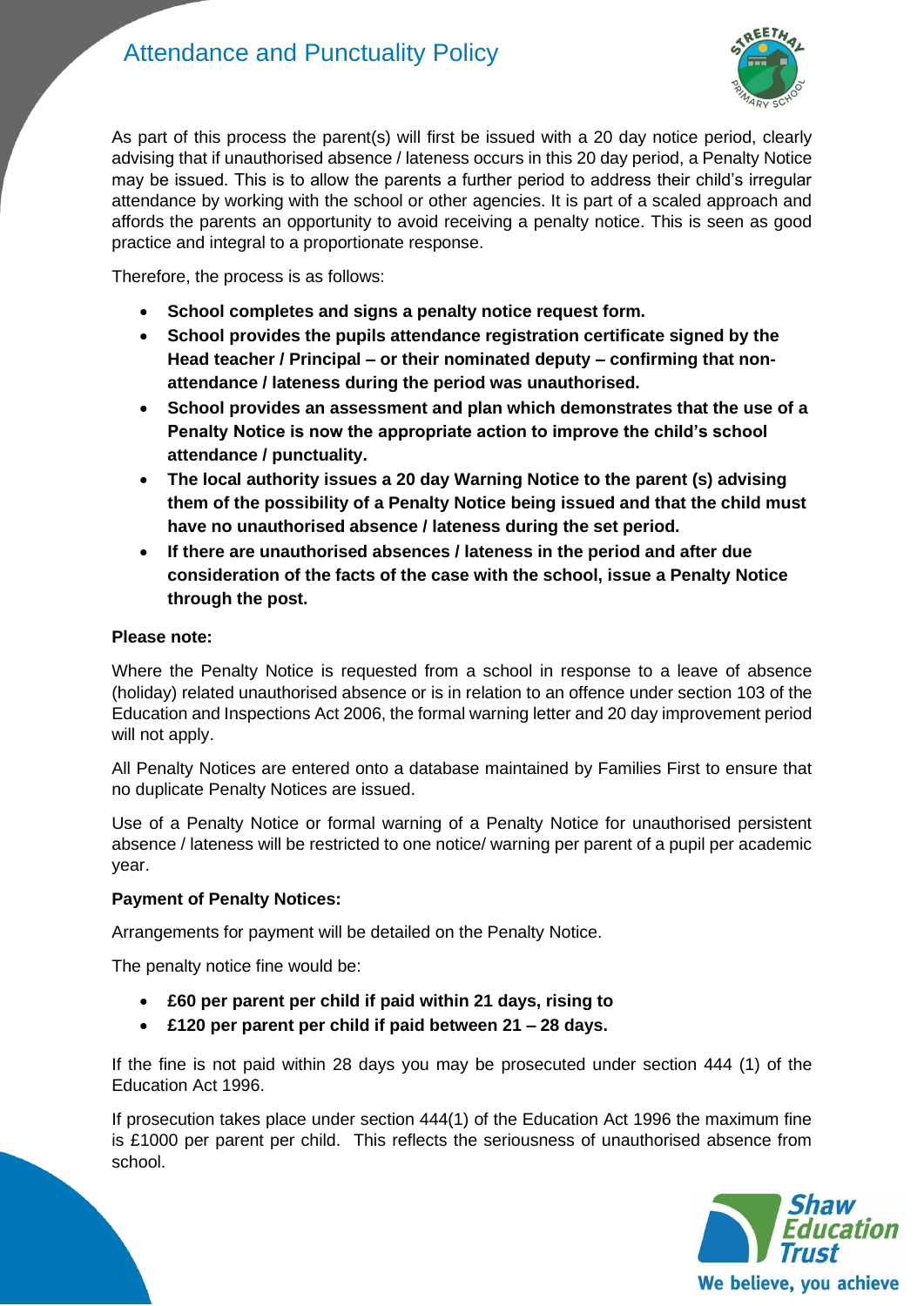As part of this process the parent(s) will first be issued with a 20 day notice period, clearly advising that if unauthorised absence / lateness occurs in this 20 day period, a Penalty Notice may be issued. This is to allow the parents a further period to address their child's irregular attendance by working with the school or other agencies. It is part of a scaled approach and affords the parents an opportunity to avoid receiving a penalty notice. This is seen as good practice and integral to a proportionate response.

Therefore, the process is as follows:

- **School completes and signs a penalty notice request form.**
- **School provides the pupils attendance registration certificate signed by the Head teacher / Principal – or their nominated deputy – confirming that non-attendance / lateness during the period was unauthorised.**
- **School provides an assessment and plan which demonstrates that the use of a Penalty Notice is now the appropriate action to improve the child's school attendance / punctuality.**
- **The local authority issues a 20 day Warning Notice to the parent (s) advising them of the possibility of a Penalty Notice being issued and that the child must have no unauthorised absence / lateness during the set period.**
- **If there are unauthorised absences / lateness in the period and after due consideration of the facts of the case with the school, issue a Penalty Notice through the post.**

**Please note:**

Where the Penalty Notice is requested from a school in response to a leave of absence (holiday) related unauthorised absence or is in relation to an offence under section 103 of the Education and Inspections Act 2006, the formal warning letter and 20 day improvement period will not apply.

All Penalty Notices are entered onto a database maintained by Families First to ensure that no duplicate Penalty Notices are issued.

Use of a Penalty Notice or formal warning of a Penalty Notice for unauthorised persistent absence / lateness will be restricted to one notice/ warning per parent of a pupil per academic year.

**Payment of Penalty Notices:**

Arrangements for payment will be detailed on the Penalty Notice.

The penalty notice fine would be:

- **£60 per parent per child if paid within 21 days, rising to**
- **£120 per parent per child if paid between 21 – 28 days.**

If the fine is not paid within 28 days you may be prosecuted under section 444 (1) of the Education Act 1996.

If prosecution takes place under section 444(1) of the Education Act 1996 the maximum fine is £1000 per parent per child. This reflects the seriousness of unauthorised absence from school.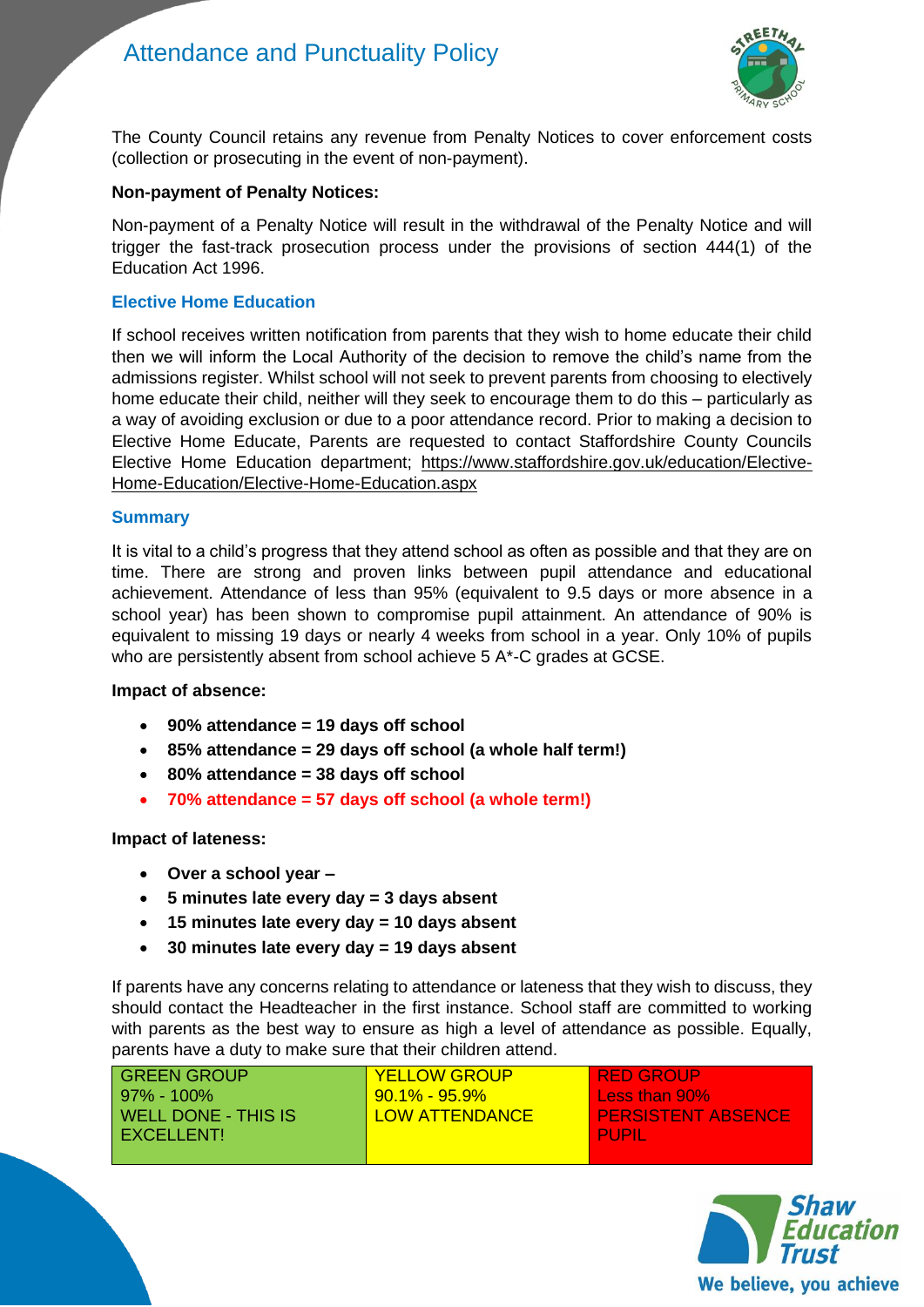The County Council retains any revenue from Penalty Notices to cover enforcement costs (collection or prosecuting in the event of non-payment).

**Non-payment of Penalty Notices:**

Non-payment of a Penalty Notice will result in the withdrawal of the Penalty Notice and will trigger the fast-track prosecution process under the provisions of section 444(1) of the Education Act 1996.

### Elective Home Education

If school receives written notification from parents that they wish to home educate their child then we will inform the Local Authority of the decision to remove the child's name from the admissions register. Whilst school will not seek to prevent parents from choosing to electively home educate their child, neither will they seek to encourage them to do this – particularly as a way of avoiding exclusion or due to a poor attendance record. Prior to making a decision to Elective Home Educate, Parents are requested to contact Staffordshire County Councils Elective Home Education department; https://www.staffordshire.gov.uk/education/Elective-Home-Education/Elective-Home-Education.aspx

### Summary

It is vital to a child's progress that they attend school as often as possible and that they are on time. There are strong and proven links between pupil attendance and educational achievement. Attendance of less than 95% (equivalent to 9.5 days or more absence in a school year) has been shown to compromise pupil attainment. An attendance of 90% is equivalent to missing 19 days or nearly 4 weeks from school in a year. Only 10% of pupils who are persistently absent from school achieve 5 A*-C grades at GCSE.

**Impact of absence:**

- **90% attendance = 19 days off school**
- **85% attendance = 29 days off school (a whole half term!)**
- **80% attendance = 38 days off school**
- **70% attendance = 57 days off school (a whole term!)**

**Impact of lateness:**

- **Over a school year –**
- **5 minutes late every day = 3 days absent**
- **15 minutes late every day = 10 days absent**
- **30 minutes late every day = 19 days absent**

If parents have any concerns relating to attendance or lateness that they wish to discuss, they should contact the Headteacher in the first instance. School staff are committed to working with parents as the best way to ensure as high a level of attendance as possible. Equally, parents have a duty to make sure that their children attend.

| GREEN GROUP | YELLOW GROUP | RED GROUP |
|---|---|---|
| 97% - 100% | 90.1% - 95.9% | Less than 90% |
| WELL DONE - THIS IS EXCELLENT! | LOW ATTENDANCE | PERSISTENT ABSENCE PUPIL |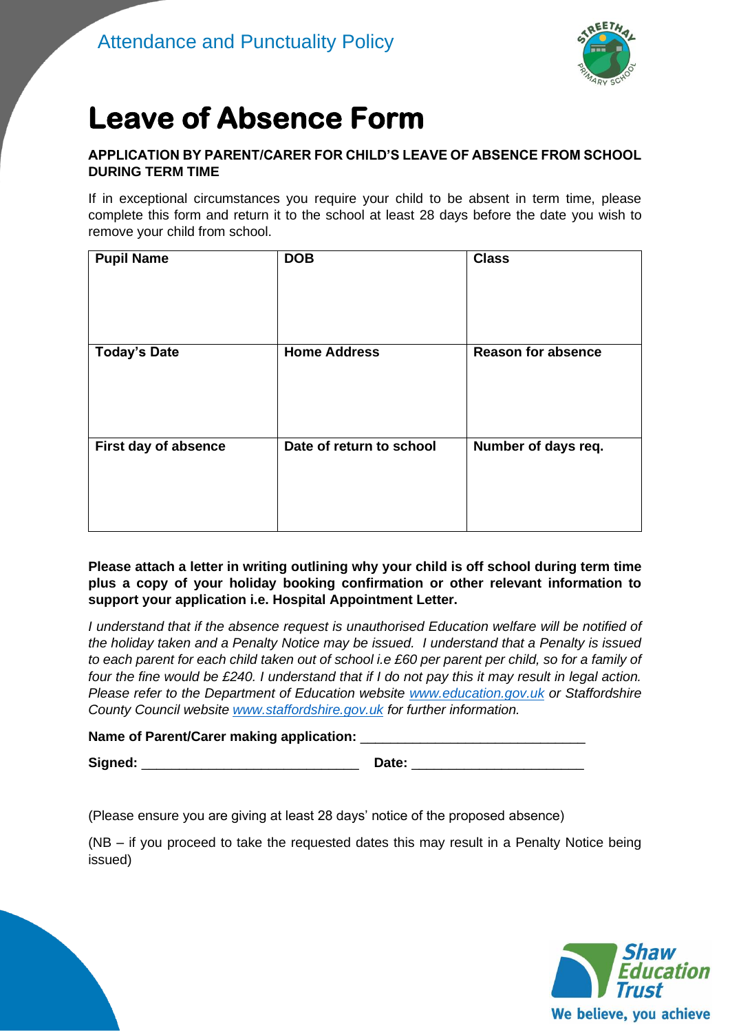# Leave of Absence Form

**APPLICATION BY PARENT/CARER FOR CHILD'S LEAVE OF ABSENCE FROM SCHOOL DURING TERM TIME**

If in exceptional circumstances you require your child to be absent in term time, please complete this form and return it to the school at least 28 days before the date you wish to remove your child from school.

| **Pupil Name** | **DOB** | **Class** |
|---|---|---|
| **Today's Date** | **Home Address** | **Reason for absence** |
| **First day of absence** | **Date of return to school** | **Number of days req.** |

**Please attach a letter in writing outlining why your child is off school during term time plus a copy of your holiday booking confirmation or other relevant information to support your application i.e. Hospital Appointment Letter.**

*I understand that if the absence request is unauthorised Education welfare will be notified of the holiday taken and a Penalty Notice may be issued. I understand that a Penalty is issued to each parent for each child taken out of school i.e £60 per parent per child, so for a family of four the fine would be £240. I understand that if I do not pay this it may result in legal action. Please refer to the Department of Education website www.education.gov.uk or Staffordshire County Council website www.staffordshire.gov.uk for further information.*

**Name of Parent/Carer making application:** ______________________________

**Signed:** ______________________________ **Date:** ______________________

(Please ensure you are giving at least 28 days' notice of the proposed absence)

(NB – if you proceed to take the requested dates this may result in a Penalty Notice being issued)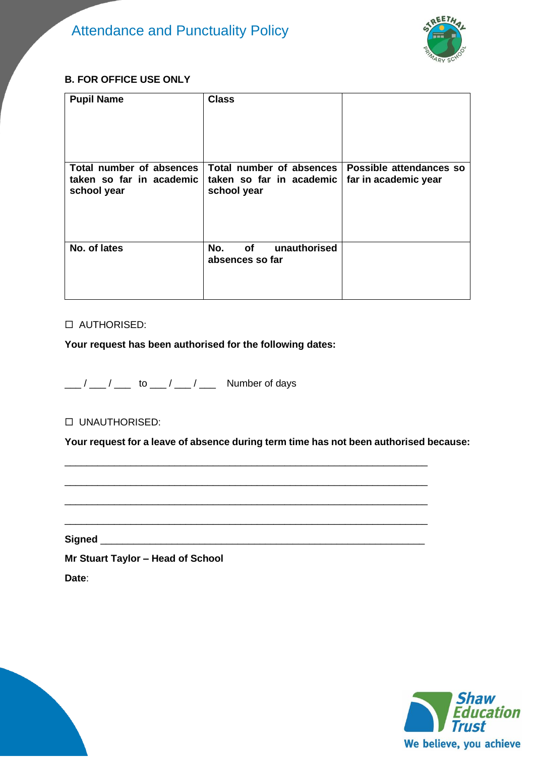**B. FOR OFFICE USE ONLY**

| Pupil Name | Class | |
|---|---|---|
| **Total number of absences taken so far in academic school year** | **Total number of absences taken so far in academic school year** | **Possible attendances so far in academic year** |
| **No. of lates** | **No. of unauthorised absences so far** | |

☐ AUTHORISED:

**Your request has been authorised for the following dates:**

___ / ___ / ___ to ___ / ___ / ___ Number of days

☐ UNAUTHORISED:

**Your request for a leave of absence during term time has not been authorised because:**

_________________________________________________________________

_________________________________________________________________

_________________________________________________________________

_________________________________________________________________

**Signed** __________________________________________________________

**Mr Stuart Taylor – Head of School**

**Date**: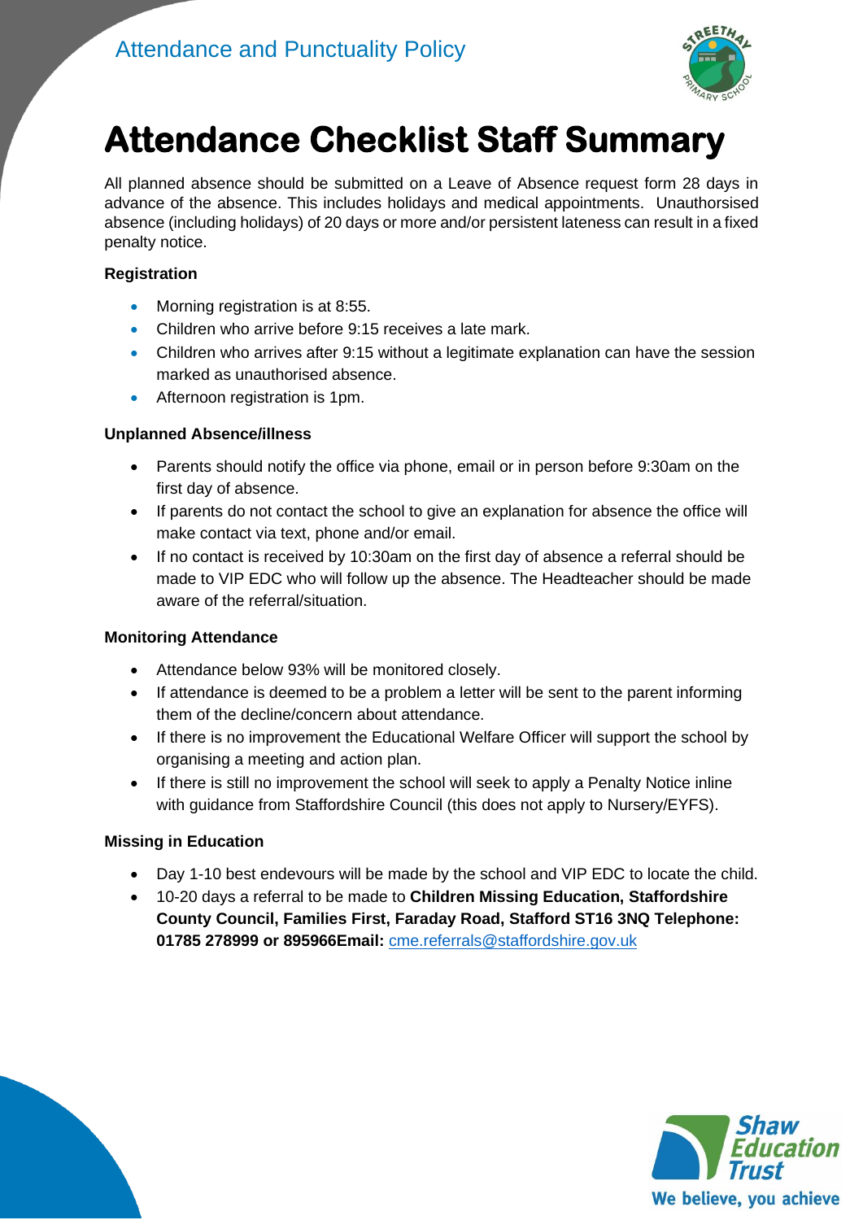# Attendance Checklist Staff Summary

All planned absence should be submitted on a Leave of Absence request form 28 days in advance of the absence. This includes holidays and medical appointments. Unauthorsised absence (including holidays) of 20 days or more and/or persistent lateness can result in a fixed penalty notice.

**Registration**

- Morning registration is at 8:55.
- Children who arrive before 9:15 receives a late mark.
- Children who arrives after 9:15 without a legitimate explanation can have the session marked as unauthorised absence.
- Afternoon registration is 1pm.

**Unplanned Absence/illness**

- Parents should notify the office via phone, email or in person before 9:30am on the first day of absence.
- If parents do not contact the school to give an explanation for absence the office will make contact via text, phone and/or email.
- If no contact is received by 10:30am on the first day of absence a referral should be made to VIP EDC who will follow up the absence. The Headteacher should be made aware of the referral/situation.

**Monitoring Attendance**

- Attendance below 93% will be monitored closely.
- If attendance is deemed to be a problem a letter will be sent to the parent informing them of the decline/concern about attendance.
- If there is no improvement the Educational Welfare Officer will support the school by organising a meeting and action plan.
- If there is still no improvement the school will seek to apply a Penalty Notice inline with guidance from Staffordshire Council (this does not apply to Nursery/EYFS).

**Missing in Education**

- Day 1-10 best endevours will be made by the school and VIP EDC to locate the child.
- 10-20 days a referral to be made to **Children Missing Education, Staffordshire County Council, Families First, Faraday Road, Stafford ST16 3NQ Telephone: 01785 278999 or 895966Email:** cme.referrals@staffordshire.gov.uk